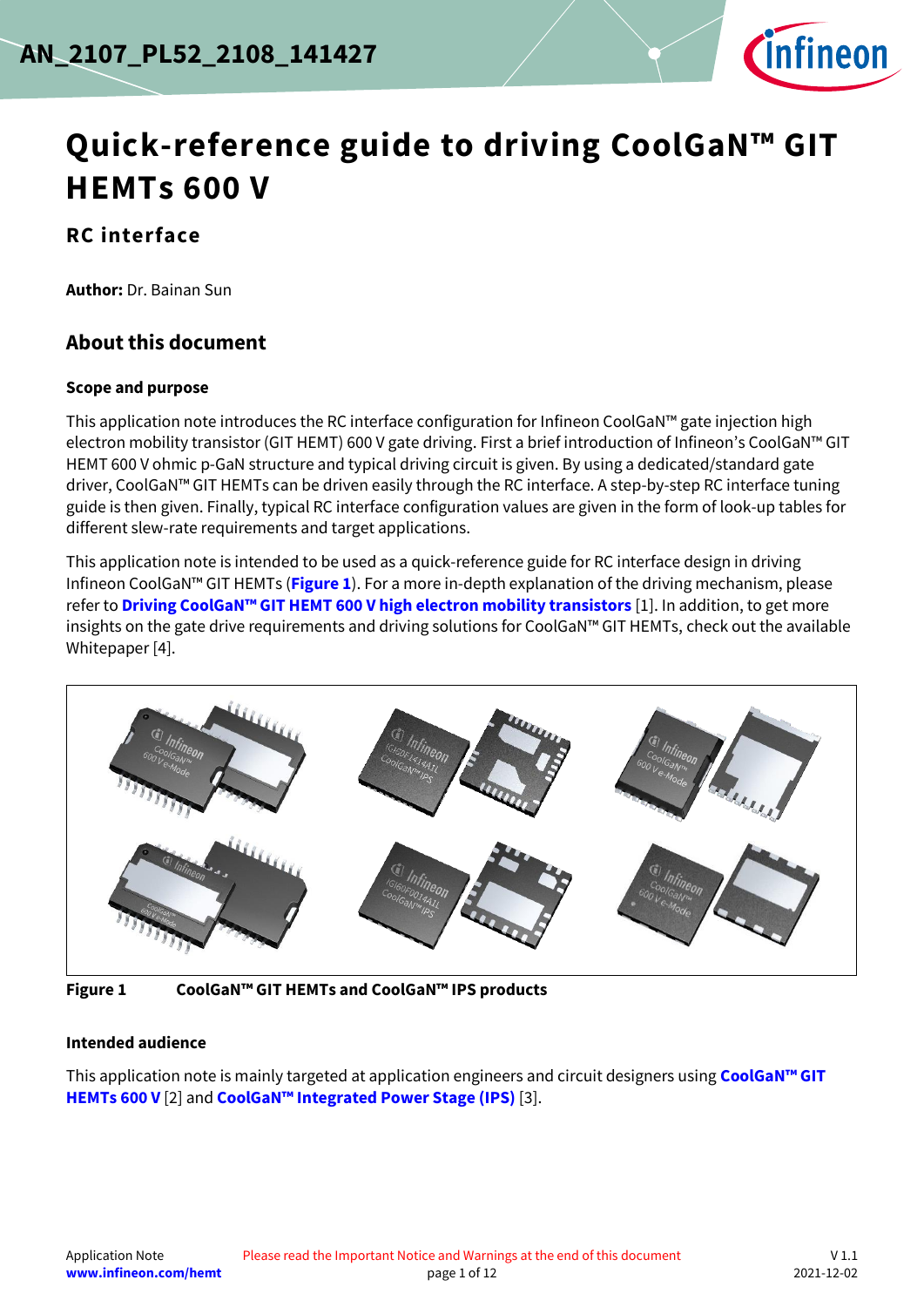# Quick-reference guide to driving CoolGaN™ GIT HEMTs 600 V

## RC interface

**Author:** Dr. Bainan Sun

## About this document

### Scope and purpose

This application note introduces the RC interface configuration for Infineon CoolGaN™ gate injection high electron mobility transistor (GIT HEMT) 600 V gate driving. First a brief introduction of Infineon's CoolGaN™ GIT HEMT 600 V ohmic p-GaN structure and typical driving circuit is given. By using a dedicated/standard gate driver, CoolGaN™ GIT HEMTs can be driven easily through the RC interface. A step-by-step RC interface tuning guide is then given. Finally, typical RC interface configuration values are given in the form of look-up tables for different slew-rate requirements and target applications.

This application note is intended to be used as a quick-reference guide for RC interface design in driving Infineon CoolGaN™ GIT HEMTs (**Figure 1**). For a more in-depth explanation of the driving mechanism, please refer to **Driving CoolGaN™ GIT HEMT 600 V high electron mobility transistors** [1]. In addition, to get more insights on the gate drive requirements and driving solutions for CoolGaN™ GIT HEMTs, check out the available Whitepaper [4].

**Figure 1** CoolGaN™ GIT HEMTs and CoolGaN™ IPS products

### Intended audience

This application note is mainly targeted at application engineers and circuit designers using **CoolGaN™ GIT HEMTs 600 V** [2] and **CoolGaN™ Integrated Power Stage (IPS)** [3].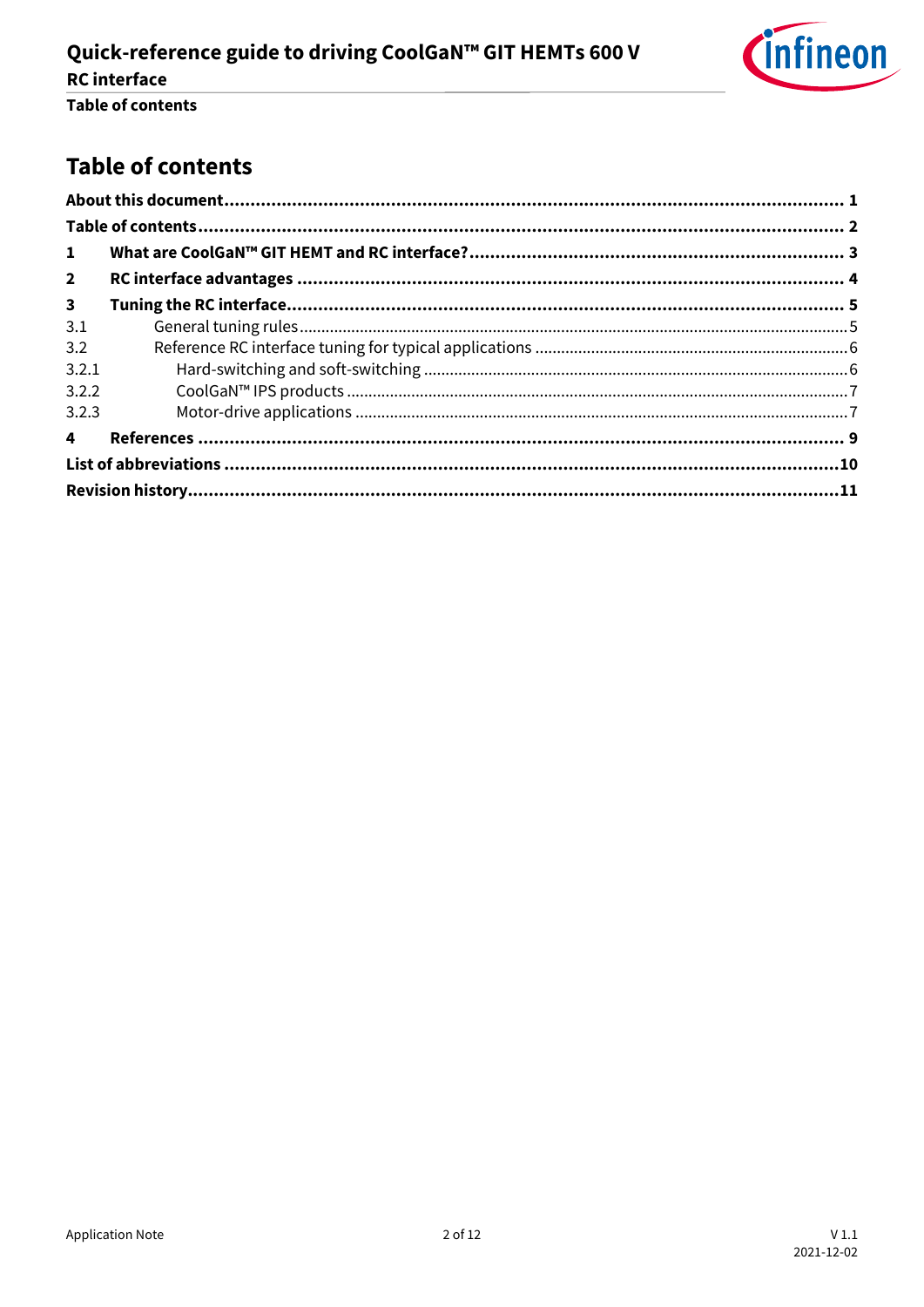# Table of contents

**About this document** ........................................................ **1**

**Table of contents** ........................................................ **2**

**1 What are CoolGaN™ GIT HEMT and RC interface?** ........................................................ **3**

**2 RC interface advantages** ........................................................ **4**

**3 Tuning the RC interface** ........................................................ **5**

3.1 General tuning rules ........................................................ 5

3.2 Reference RC interface tuning for typical applications ........................................................ 6

3.2.1 Hard-switching and soft-switching ........................................................ 6

3.2.2 CoolGaN™ IPS products ........................................................ 7

3.2.3 Motor-drive applications ........................................................ 7

**4 References** ........................................................ **9**

**List of abbreviations** ........................................................ **10**

**Revision history** ........................................................ **11**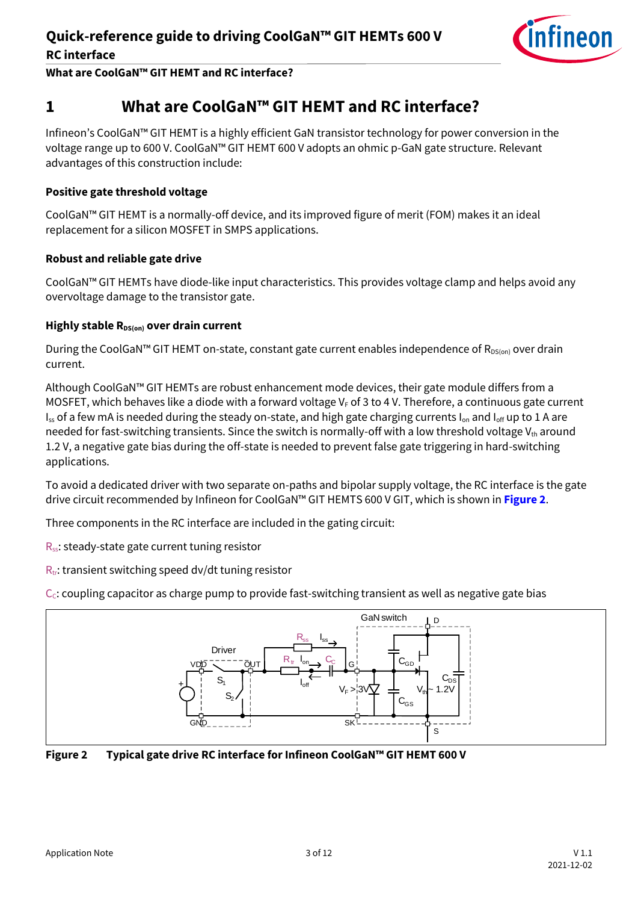# 1 What are CoolGaN™ GIT HEMT and RC interface?

Infineon's CoolGaN™ GIT HEMT is a highly efficient GaN transistor technology for power conversion in the voltage range up to 600 V. CoolGaN™ GIT HEMT 600 V adopts an ohmic p-GaN gate structure. Relevant advantages of this construction include:

**Positive gate threshold voltage**

CoolGaN™ GIT HEMT is a normally-off device, and its improved figure of merit (FOM) makes it an ideal replacement for a silicon MOSFET in SMPS applications.

**Robust and reliable gate drive**

CoolGaN™ GIT HEMTs have diode-like input characteristics. This provides voltage clamp and helps avoid any overvoltage damage to the transistor gate.

**Highly stable $R_{DS(on)}$ over drain current**

During the CoolGaN™ GIT HEMT on-state, constant gate current enables independence of $R_{DS(on)}$ over drain current.

Although CoolGaN™ GIT HEMTs are robust enhancement mode devices, their gate module differs from a MOSFET, which behaves like a diode with a forward voltage $V_F$ of 3 to 4 V. Therefore, a continuous gate current $I_{ss}$ of a few mA is needed during the steady on-state, and high gate charging currents $I_{on}$ and $I_{off}$ up to 1 A are needed for fast-switching transients. Since the switch is normally-off with a low threshold voltage $V_{th}$ around 1.2 V, a negative gate bias during the off-state is needed to prevent false gate triggering in hard-switching applications.

To avoid a dedicated driver with two separate on-paths and bipolar supply voltage, the RC interface is the gate drive circuit recommended by Infineon for CoolGaN™ GIT HEMTS 600 V GIT, which is shown in **Figure 2**.

Three components in the RC interface are included in the gating circuit:

$R_{ss}$: steady-state gate current tuning resistor

$R_{tr}$: transient switching speed dv/dt tuning resistor

$C_C$: coupling capacitor as charge pump to provide fast-switching transient as well as negative gate bias

**Figure 2 Typical gate drive RC interface for Infineon CoolGaN™ GIT HEMT 600 V**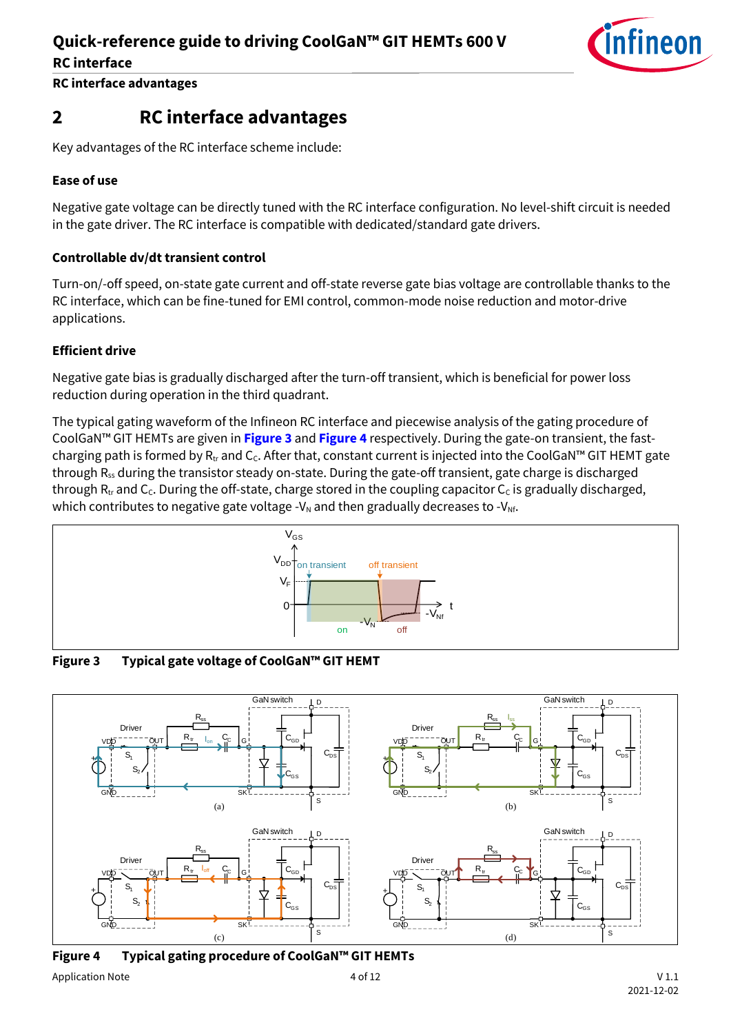## 2 RC interface advantages

Key advantages of the RC interface scheme include:

### Ease of use

Negative gate voltage can be directly tuned with the RC interface configuration. No level-shift circuit is needed in the gate driver. The RC interface is compatible with dedicated/standard gate drivers.

### Controllable dv/dt transient control

Turn-on/-off speed, on-state gate current and off-state reverse gate bias voltage are controllable thanks to the RC interface, which can be fine-tuned for EMI control, common-mode noise reduction and motor-drive applications.

### Efficient drive

Negative gate bias is gradually discharged after the turn-off transient, which is beneficial for power loss reduction during operation in the third quadrant.

The typical gating waveform of the Infineon RC interface and piecewise analysis of the gating procedure of CoolGaN™ GIT HEMTs are given in **Figure 3** and **Figure 4** respectively. During the gate-on transient, the fast-charging path is formed by $R_{tr}$ and $C_C$. After that, constant current is injected into the CoolGaN™ GIT HEMT gate through $R_{ss}$ during the transistor steady on-state. During the gate-off transient, gate charge is discharged through $R_{tr}$ and $C_C$. During the off-state, charge stored in the coupling capacitor $C_C$ is gradually discharged, which contributes to negative gate voltage $-V_N$ and then gradually decreases to $-V_{Nf}$.

**Figure 3 Typical gate voltage of CoolGaN™ GIT HEMT**

**Figure 4 Typical gating procedure of CoolGaN™ GIT HEMTs**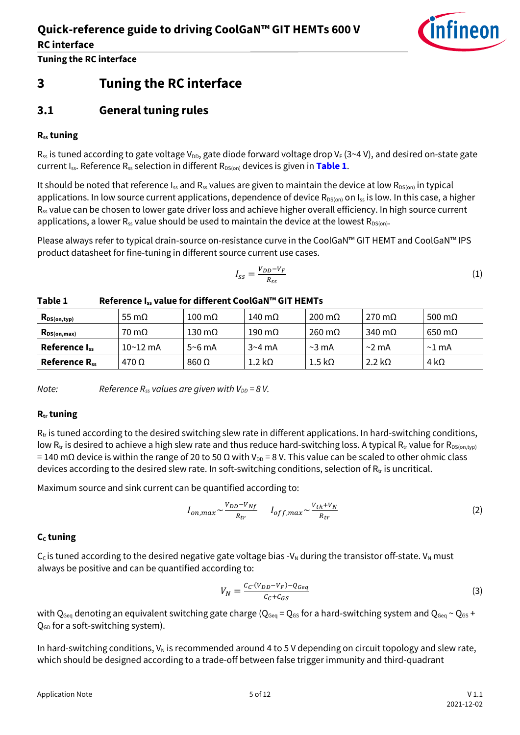# 3 Tuning the RC interface

## 3.1 General tuning rules

### $R_{ss}$ tuning

$R_{ss}$ is tuned according to gate voltage $V_{DD}$, gate diode forward voltage drop $V_F$ (3~4 V), and desired on-state gate current $I_{ss}$. Reference $R_{ss}$ selection in different $R_{DS(on)}$ devices is given in **Table 1**.

It should be noted that reference $I_{ss}$ and $R_{ss}$ values are given to maintain the device at low $R_{DS(on)}$ in typical applications. In low source current applications, dependence of device $R_{DS(on)}$ on $I_{ss}$ is low. In this case, a higher $R_{ss}$ value can be chosen to lower gate driver loss and achieve higher overall efficiency. In high source current applications, a lower $R_{ss}$ value should be used to maintain the device at the lowest $R_{DS(on)}$.

Please always refer to typical drain-source on-resistance curve in the CoolGaN™ GIT HEMT and CoolGaN™ IPS product datasheet for fine-tuning in different source current use cases.

$$I_{ss} = \frac{V_{DD} - V_F}{R_{ss}} \tag{1}$$

**Table 1 Reference $I_{ss}$ value for different CoolGaN™ GIT HEMTs**

| $R_{DS(on,typ)}$ | 55 mΩ | 100 mΩ | 140 mΩ | 200 mΩ | 270 mΩ | 500 mΩ |
|---|---|---|---|---|---|---|
| $R_{DS(on,max)}$ | 70 mΩ | 130 mΩ | 190 mΩ | 260 mΩ | 340 mΩ | 650 mΩ |
| **Reference $I_{ss}$** | 10~12 mA | 5~6 mA | 3~4 mA | ~3 mA | ~2 mA | ~1 mA |
| **Reference $R_{ss}$** | 470 Ω | 860 Ω | 1.2 kΩ | 1.5 kΩ | 2.2 kΩ | 4 kΩ |

*Note: Reference $R_{ss}$ values are given with $V_{DD}$ = 8 V.*

### $R_{tr}$ tuning

$R_{tr}$ is tuned according to the desired switching slew rate in different applications. In hard-switching conditions, low $R_{tr}$ is desired to achieve a high slew rate and thus reduce hard-switching loss. A typical $R_{tr}$ value for $R_{DS(on,typ)}$ = 140 mΩ device is within the range of 20 to 50 Ω with $V_{DD}$ = 8 V. This value can be scaled to other ohmic class devices according to the desired slew rate. In soft-switching conditions, selection of $R_{tr}$ is uncritical.

Maximum source and sink current can be quantified according to:

$$I_{on,max} \sim \frac{V_{DD} - V_{Nf}}{R_{tr}} \qquad I_{off,max} \sim \frac{V_{th} + V_N}{R_{tr}} \tag{2}$$

### $C_C$ tuning

$C_C$ is tuned according to the desired negative gate voltage bias $-V_N$ during the transistor off-state. $V_N$ must always be positive and can be quantified according to:

$$V_N = \frac{C_C \cdot (V_{DD} - V_F) - Q_{Geq}}{C_C + C_{GS}} \tag{3}$$

with $Q_{Geq}$ denoting an equivalent switching gate charge ($Q_{Geq} = Q_{GS}$ for a hard-switching system and $Q_{Geq} \sim Q_{GS} + Q_{GD}$ for a soft-switching system).

In hard-switching conditions, $V_N$ is recommended around 4 to 5 V depending on circuit topology and slew rate, which should be designed according to a trade-off between false trigger immunity and third-quadrant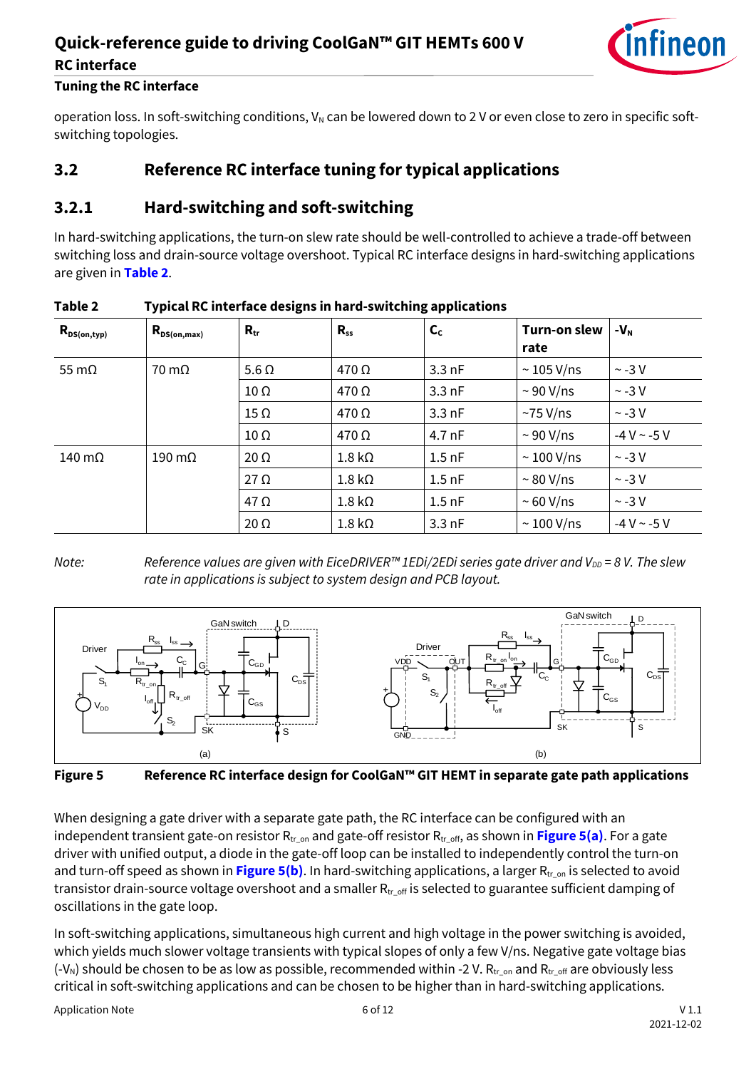operation loss. In soft-switching conditions, $V_N$ can be lowered down to 2 V or even close to zero in specific soft-switching topologies.

## 3.2 Reference RC interface tuning for typical applications

### 3.2.1 Hard-switching and soft-switching

In hard-switching applications, the turn-on slew rate should be well-controlled to achieve a trade-off between switching loss and drain-source voltage overshoot. Typical RC interface designs in hard-switching applications are given in **Table 2**.

**Table 2 Typical RC interface designs in hard-switching applications**

| $R_{DS(on,typ)}$ | $R_{DS(on,max)}$ | $R_{tr}$ | $R_{ss}$ | $C_C$ | Turn-on slew rate | $-V_N$ |
|---|---|---|---|---|---|---|
| 55 mΩ | 70 mΩ | 5.6 Ω | 470 Ω | 3.3 nF | ~ 105 V/ns | ~ -3 V |
| | | 10 Ω | 470 Ω | 3.3 nF | ~ 90 V/ns | ~ -3 V |
| | | 15 Ω | 470 Ω | 3.3 nF | ~75 V/ns | ~ -3 V |
| | | 10 Ω | 470 Ω | 4.7 nF | ~ 90 V/ns | -4 V ~ -5 V |
| 140 mΩ | 190 mΩ | 20 Ω | 1.8 kΩ | 1.5 nF | ~ 100 V/ns | ~ -3 V |
| | | 27 Ω | 1.8 kΩ | 1.5 nF | ~ 80 V/ns | ~ -3 V |
| | | 47 Ω | 1.8 kΩ | 1.5 nF | ~ 60 V/ns | ~ -3 V |
| | | 20 Ω | 1.8 kΩ | 3.3 nF | ~ 100 V/ns | -4 V ~ -5 V |

*Note: Reference values are given with EiceDRIVER™ 1EDi/2EDi series gate driver and $V_{DD}$ = 8 V. The slew rate in applications is subject to system design and PCB layout.*

**Figure 5 Reference RC interface design for CoolGaN™ GIT HEMT in separate gate path applications**

When designing a gate driver with a separate gate path, the RC interface can be configured with an independent transient gate-on resistor $R_{tr\_on}$ and gate-off resistor $R_{tr\_off}$, as shown in **Figure 5(a)**. For a gate driver with unified output, a diode in the gate-off loop can be installed to independently control the turn-on and turn-off speed as shown in **Figure 5(b)**. In hard-switching applications, a larger $R_{tr\_on}$ is selected to avoid transistor drain-source voltage overshoot and a smaller $R_{tr\_off}$ is selected to guarantee sufficient damping of oscillations in the gate loop.

In soft-switching applications, simultaneous high current and high voltage in the power switching is avoided, which yields much slower voltage transients with typical slopes of only a few V/ns. Negative gate voltage bias ($-V_N$) should be chosen to be as low as possible, recommended within -2 V. $R_{tr\_on}$ and $R_{tr\_off}$ are obviously less critical in soft-switching applications and can be chosen to be higher than in hard-switching applications.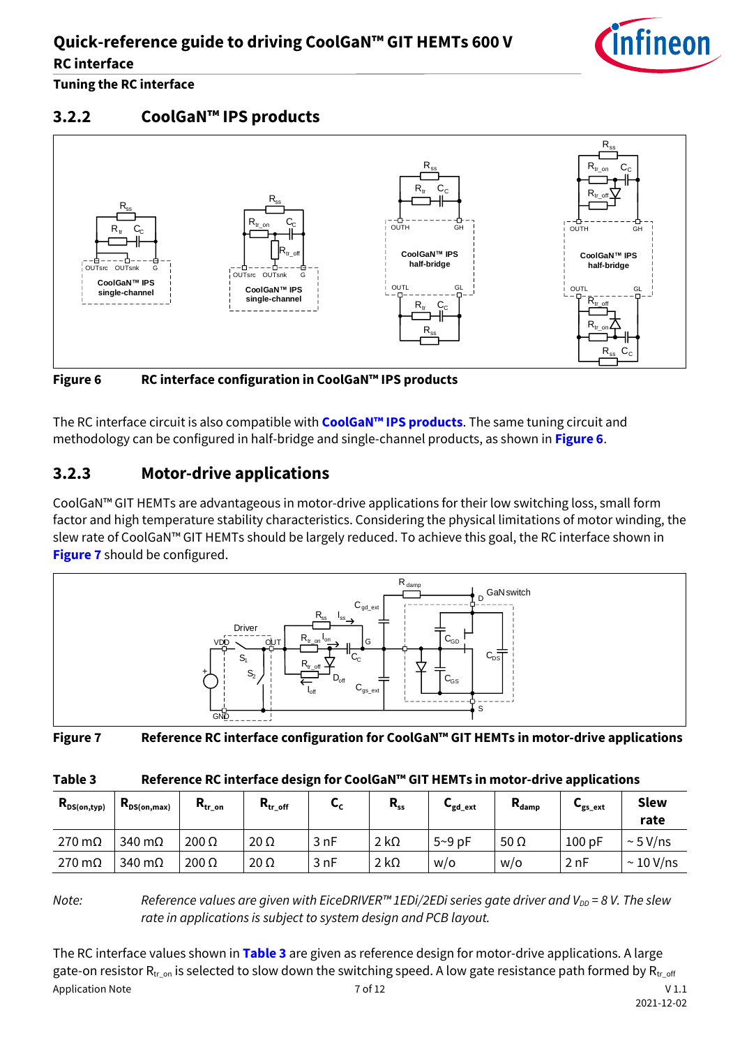### 3.2.2 CoolGaN™ IPS products

**Figure 6** RC interface configuration in CoolGaN™ IPS products

The RC interface circuit is also compatible with **CoolGaN™ IPS products**. The same tuning circuit and methodology can be configured in half-bridge and single-channel products, as shown in **Figure 6**.

### 3.2.3 Motor-drive applications

CoolGaN™ GIT HEMTs are advantageous in motor-drive applications for their low switching loss, small form factor and high temperature stability characteristics. Considering the physical limitations of motor winding, the slew rate of CoolGaN™ GIT HEMTs should be largely reduced. To achieve this goal, the RC interface shown in **Figure 7** should be configured.

**Figure 7** Reference RC interface configuration for CoolGaN™ GIT HEMTs in motor-drive applications

**Table 3** Reference RC interface design for CoolGaN™ GIT HEMTs in motor-drive applications

| $R_{DS(on,typ)}$ | $R_{DS(on,max)}$ | $R_{tr\_on}$ | $R_{tr\_off}$ | $C_C$ | $R_{ss}$ | $C_{gd\_ext}$ | $R_{damp}$ | $C_{gs\_ext}$ | Slew rate |
|---|---|---|---|---|---|---|---|---|---|
| 270 mΩ | 340 mΩ | 200 Ω | 20 Ω | 3 nF | 2 kΩ | 5~9 pF | 50 Ω | 100 pF | ~ 5 V/ns |
| 270 mΩ | 340 mΩ | 200 Ω | 20 Ω | 3 nF | 2 kΩ | w/o | w/o | 2 nF | ~ 10 V/ns |

*Note: Reference values are given with EiceDRIVER™ 1EDi/2EDi series gate driver and $V_{DD}$ = 8 V. The slew rate in applications is subject to system design and PCB layout.*

The RC interface values shown in **Table 3** are given as reference design for motor-drive applications. A large gate-on resistor $R_{tr\_on}$ is selected to slow down the switching speed. A low gate resistance path formed by $R_{tr\_off}$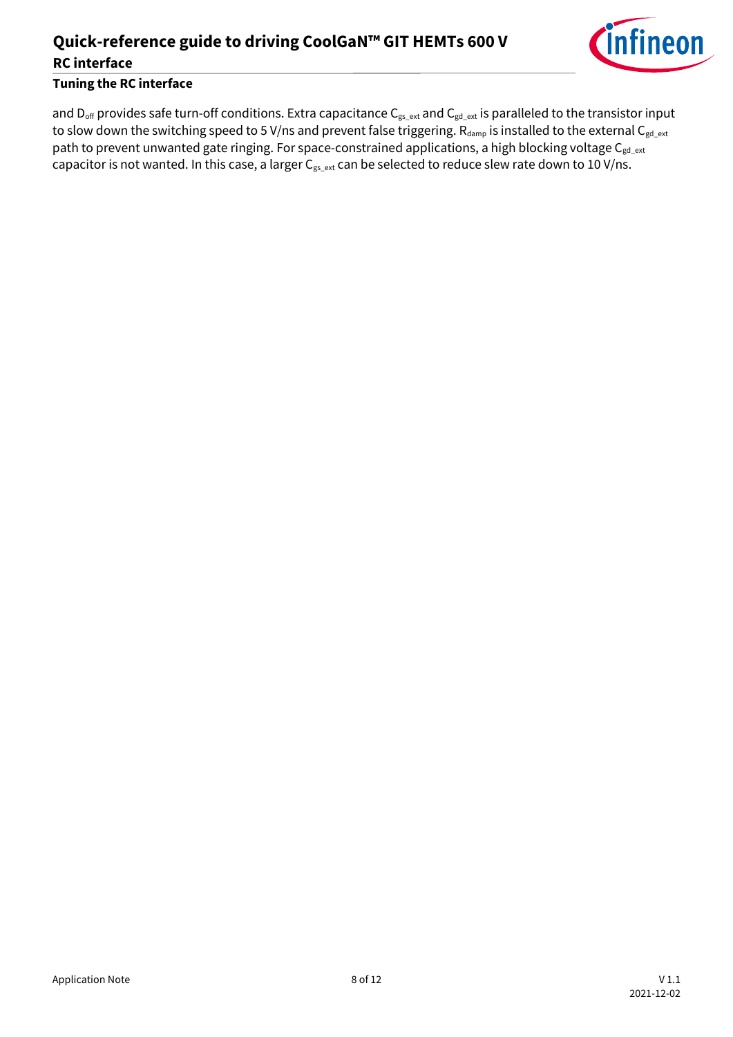and $D_{off}$ provides safe turn-off conditions. Extra capacitance $C_{gs\_ext}$ and $C_{gd\_ext}$ is paralleled to the transistor input to slow down the switching speed to 5 V/ns and prevent false triggering. $R_{damp}$ is installed to the external $C_{gd\_ext}$ path to prevent unwanted gate ringing. For space-constrained applications, a high blocking voltage $C_{gd\_ext}$ capacitor is not wanted. In this case, a larger $C_{gs\_ext}$ can be selected to reduce slew rate down to 10 V/ns.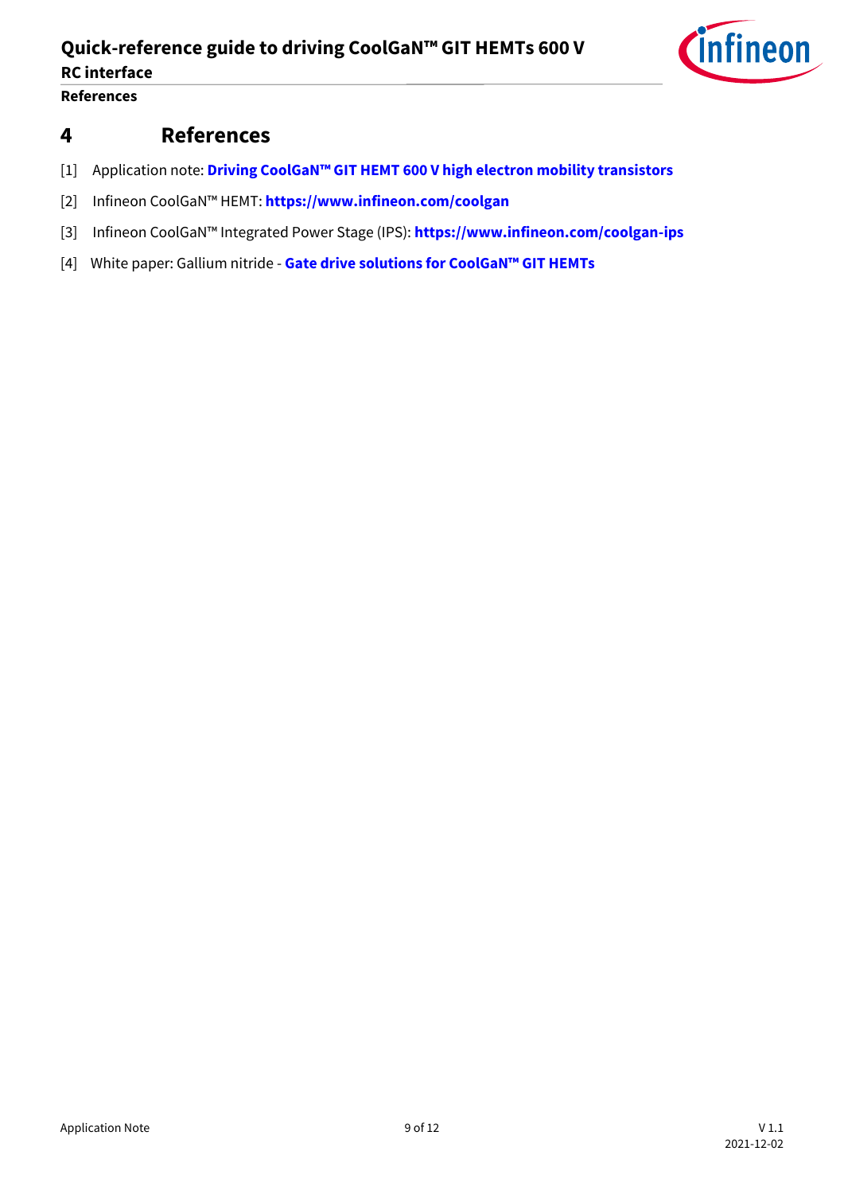# 4 References

[1] Application note: **Driving CoolGaN™ GIT HEMT 600 V high electron mobility transistors**

[2] Infineon CoolGaN™ HEMT: **https://www.infineon.com/coolgan**

[3] Infineon CoolGaN™ Integrated Power Stage (IPS): **https://www.infineon.com/coolgan-ips**

[4] White paper: Gallium nitride - **Gate drive solutions for CoolGaN™ GIT HEMTs**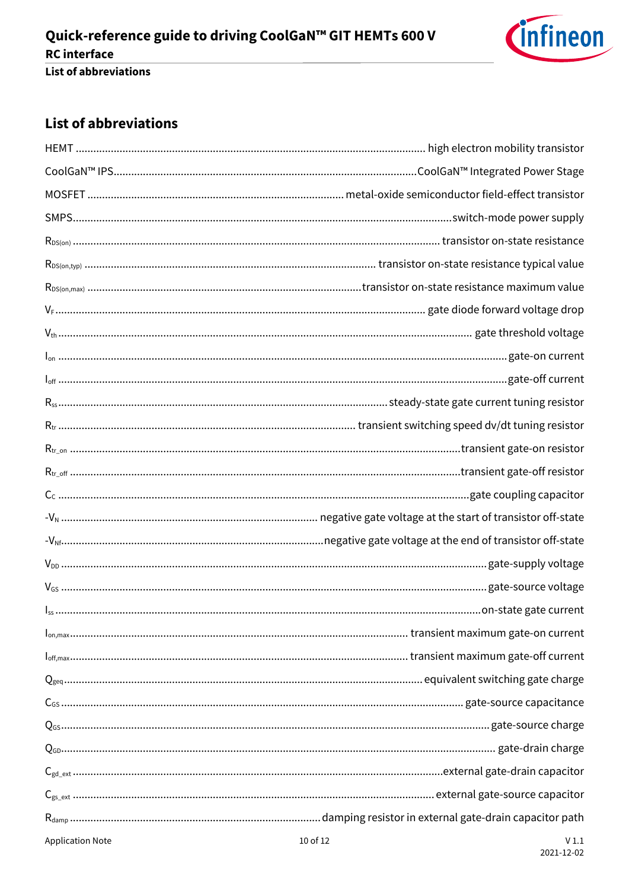## List of abbreviations

HEMT ... high electron mobility transistor

CoolGaN™ IPS ... CoolGaN™ Integrated Power Stage

MOSFET ... metal-oxide semiconductor field-effect transistor

SMPS ... switch-mode power supply

$R_{DS(on)}$ ... transistor on-state resistance

$R_{DS(on,typ)}$ ... transistor on-state resistance typical value

$R_{DS(on,max)}$ ... transistor on-state resistance maximum value

$V_F$ ... gate diode forward voltage drop

$V_{th}$ ... gate threshold voltage

$I_{on}$ ... gate-on current

$I_{off}$ ... gate-off current

$R_{ss}$ ... steady-state gate current tuning resistor

$R_{tr}$ ... transient switching speed dv/dt tuning resistor

$R_{tr\_on}$ ... transient gate-on resistor

$R_{tr\_off}$ ... transient gate-off resistor

$C_C$ ... gate coupling capacitor

$-V_N$ ... negative gate voltage at the start of transistor off-state

$-V_{Nf}$ ... negative gate voltage at the end of transistor off-state

$V_{DD}$ ... gate-supply voltage

$V_{GS}$ ... gate-source voltage

$I_{ss}$ ... on-state gate current

$I_{on,max}$ ... transient maximum gate-on current

$I_{off,max}$ ... transient maximum gate-off current

$Q_{geq}$ ... equivalent switching gate charge

$C_{GS}$ ... gate-source capacitance

$Q_{GS}$ ... gate-source charge

$Q_{GD}$ ... gate-drain charge

$C_{gd\_ext}$ ... external gate-drain capacitor

$C_{gs\_ext}$ ... external gate-source capacitor

$R_{damp}$ ... damping resistor in external gate-drain capacitor path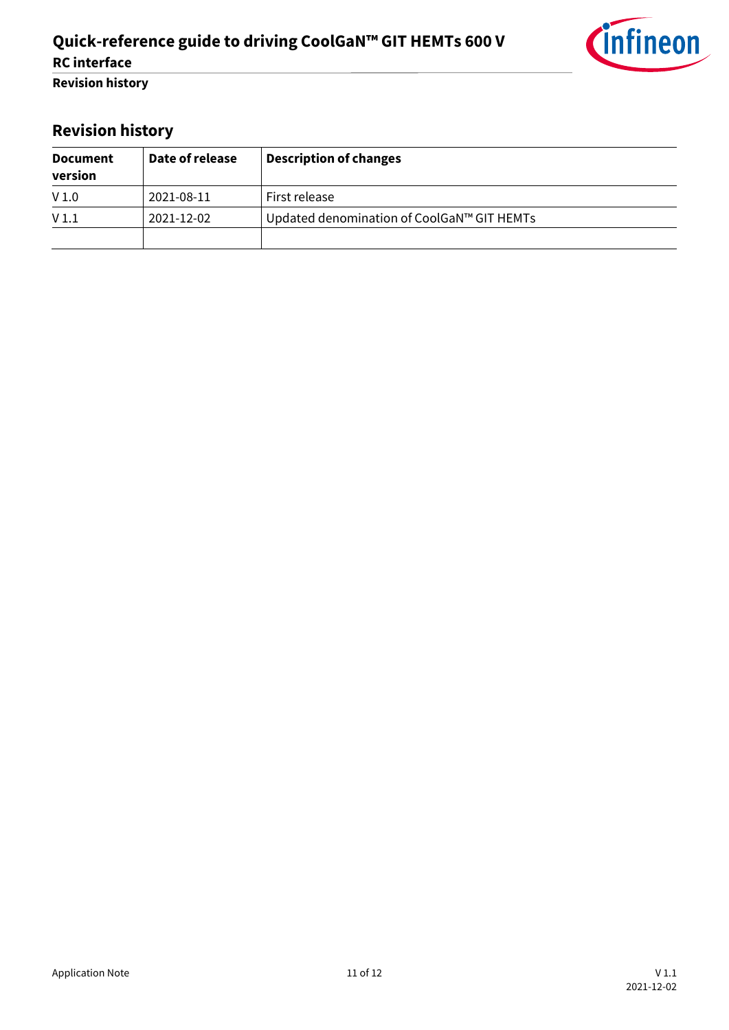## Revision history

| Document version | Date of release | Description of changes |
|---|---|---|
| V 1.0 | 2021-08-11 | First release |
| V 1.1 | 2021-12-02 | Updated denomination of CoolGaN™ GIT HEMTs |
| | | |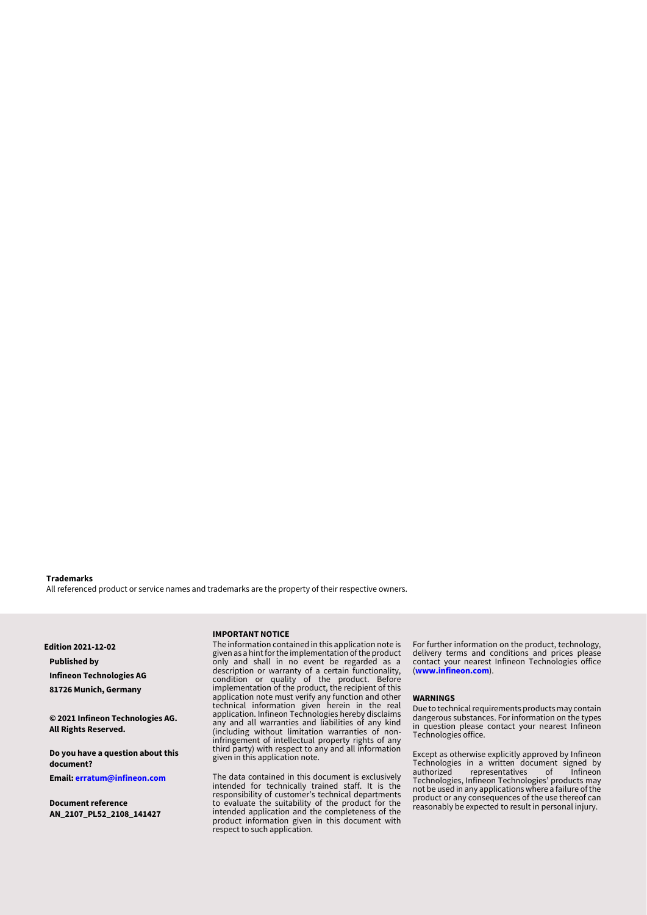**Trademarks**

All referenced product or service names and trademarks are the property of their respective owners.

**Edition 2021-12-02**

**Published by**

**Infineon Technologies AG**

**81726 Munich, Germany**

**© 2021 Infineon Technologies AG.**
**All Rights Reserved.**

**Do you have a question about this document?**

**Email: erratum@infineon.com**

**Document reference**
**AN_2107_PL52_2108_141427**

**IMPORTANT NOTICE**

The information contained in this application note is given as a hint for the implementation of the product only and shall in no event be regarded as a description or warranty of a certain functionality, condition or quality of the product. Before implementation of the product, the recipient of this application note must verify any function and other technical information given herein in the real application. Infineon Technologies hereby disclaims any and all warranties and liabilities of any kind (including without limitation warranties of non-infringement of intellectual property rights of any third party) with respect to any and all information given in this application note.

The data contained in this document is exclusively intended for technically trained staff. It is the responsibility of customer's technical departments to evaluate the suitability of the product for the intended application and the completeness of the product information given in this document with respect to such application.

For further information on the product, technology, delivery terms and conditions and prices please contact your nearest Infineon Technologies office (**www.infineon.com**).

**WARNINGS**

Due to technical requirements products may contain dangerous substances. For information on the types in question please contact your nearest Infineon Technologies office.

Except as otherwise explicitly approved by Infineon Technologies in a written document signed by authorized representatives of Infineon Technologies, Infineon Technologies' products may not be used in any applications where a failure of the product or any consequences of the use thereof can reasonably be expected to result in personal injury.